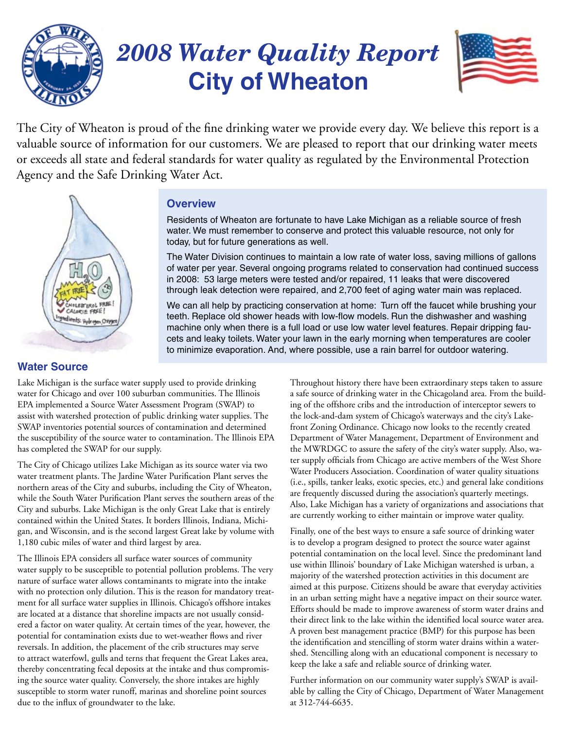# 2008 Water Quality Report
# City of Wheaton

The City of Wheaton is proud of the fine drinking water we provide every day. We believe this report is a valuable source of information for our customers. We are pleased to report that our drinking water meets or exceeds all state and federal standards for water quality as regulated by the Environmental Protection Agency and the Safe Drinking Water Act.

## Overview

Residents of Wheaton are fortunate to have Lake Michigan as a reliable source of fresh water. We must remember to conserve and protect this valuable resource, not only for today, but for future generations as well.

The Water Division continues to maintain a low rate of water loss, saving millions of gallons of water per year. Several ongoing programs related to conservation had continued success in 2008: 53 large meters were tested and/or repaired, 11 leaks that were discovered through leak detection were repaired, and 2,700 feet of aging water main was replaced.

We can all help by practicing conservation at home: Turn off the faucet while brushing your teeth. Replace old shower heads with low-flow models. Run the dishwasher and washing machine only when there is a full load or use low water level features. Repair dripping faucets and leaky toilets. Water your lawn in the early morning when temperatures are cooler to minimize evaporation. And, where possible, use a rain barrel for outdoor watering.

## Water Source

Lake Michigan is the surface water supply used to provide drinking water for Chicago and over 100 suburban communities. The Illinois EPA implemented a Source Water Assessment Program (SWAP) to assist with watershed protection of public drinking water supplies. The SWAP inventories potential sources of contamination and determined the susceptibility of the source water to contamination. The Illinois EPA has completed the SWAP for our supply.

The City of Chicago utilizes Lake Michigan as its source water via two water treatment plants. The Jardine Water Purification Plant serves the northern areas of the City and suburbs, including the City of Wheaton, while the South Water Purification Plant serves the southern areas of the City and suburbs. Lake Michigan is the only Great Lake that is entirely contained within the United States. It borders Illinois, Indiana, Michigan, and Wisconsin, and is the second largest Great lake by volume with 1,180 cubic miles of water and third largest by area.

The Illinois EPA considers all surface water sources of community water supply to be susceptible to potential pollution problems. The very nature of surface water allows contaminants to migrate into the intake with no protection only dilution. This is the reason for mandatory treatment for all surface water supplies in Illinois. Chicago's offshore intakes are located at a distance that shoreline impacts are not usually considered a factor on water quality. At certain times of the year, however, the potential for contamination exists due to wet-weather flows and river reversals. In addition, the placement of the crib structures may serve to attract waterfowl, gulls and terns that frequent the Great Lakes area, thereby concentrating fecal deposits at the intake and thus compromising the source water quality. Conversely, the shore intakes are highly susceptible to storm water runoff, marinas and shoreline point sources due to the influx of groundwater to the lake.

Throughout history there have been extraordinary steps taken to assure a safe source of drinking water in the Chicagoland area. From the building of the offshore cribs and the introduction of interceptor sewers to the lock-and-dam system of Chicago's waterways and the city's Lakefront Zoning Ordinance. Chicago now looks to the recently created Department of Water Management, Department of Environment and the MWRDGC to assure the safety of the city's water supply. Also, water supply officials from Chicago are active members of the West Shore Water Producers Association. Coordination of water quality situations (i.e., spills, tanker leaks, exotic species, etc.) and general lake conditions are frequently discussed during the association's quarterly meetings. Also, Lake Michigan has a variety of organizations and associations that are currently working to either maintain or improve water quality.

Finally, one of the best ways to ensure a safe source of drinking water is to develop a program designed to protect the source water against potential contamination on the local level. Since the predominant land use within Illinois' boundary of Lake Michigan watershed is urban, a majority of the watershed protection activities in this document are aimed at this purpose. Citizens should be aware that everyday activities in an urban setting might have a negative impact on their source water. Efforts should be made to improve awareness of storm water drains and their direct link to the lake within the identified local source water area. A proven best management practice (BMP) for this purpose has been the identification and stencilling of storm water drains within a watershed. Stencilling along with an educational component is necessary to keep the lake a safe and reliable source of drinking water.

Further information on our community water supply's SWAP is available by calling the City of Chicago, Department of Water Management at 312-744-6635.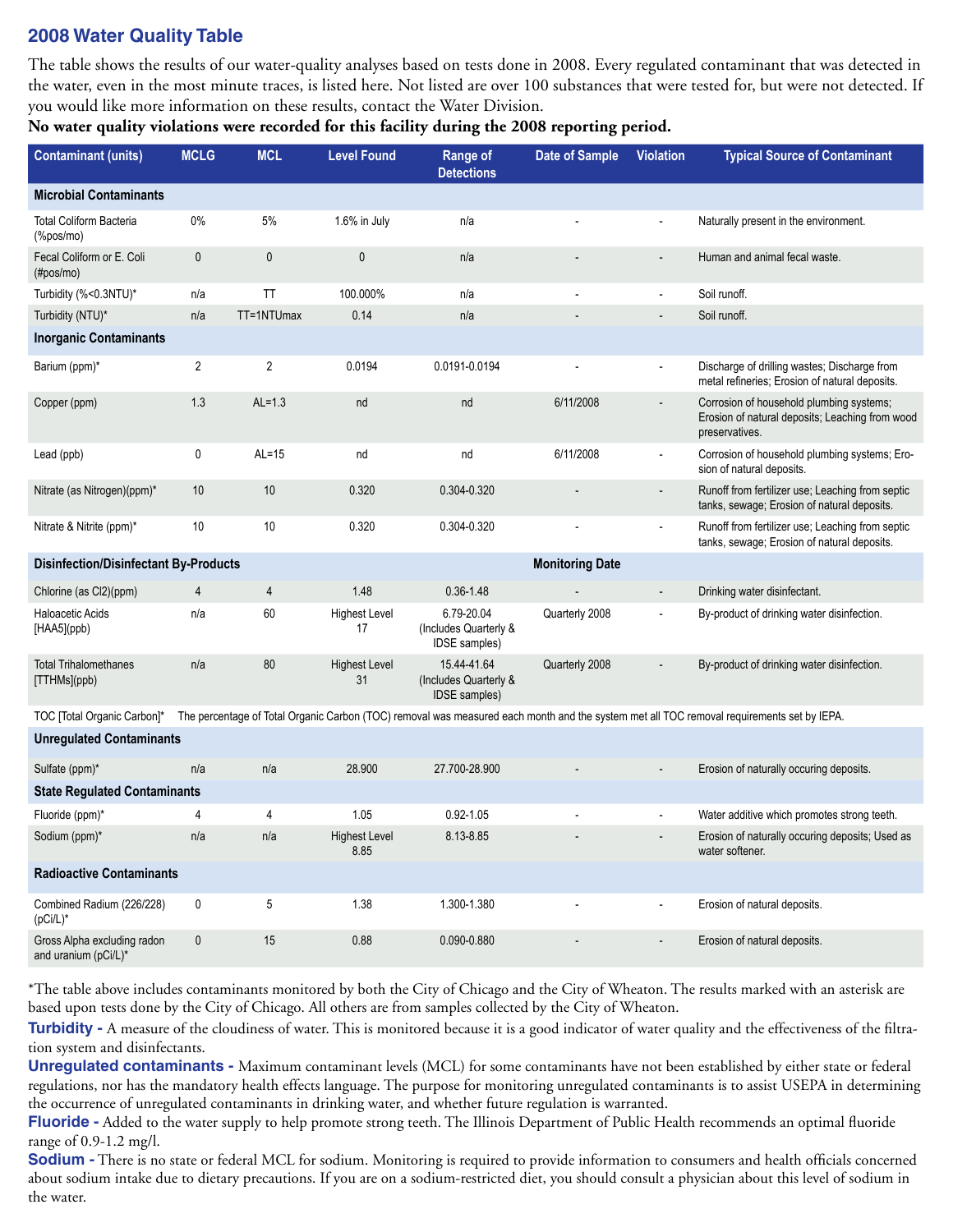## 2008 Water Quality Table

The table shows the results of our water-quality analyses based on tests done in 2008. Every regulated contaminant that was detected in the water, even in the most minute traces, is listed here. Not listed are over 100 substances that were tested for, but were not detected. If you would like more information on these results, contact the Water Division.

**No water quality violations were recorded for this facility during the 2008 reporting period.**

| Contaminant (units) | MCLG | MCL | Level Found | Range of Detections | Date of Sample | Violation | Typical Source of Contaminant |
|---|---|---|---|---|---|---|---|
| **Microbial Contaminants** | | | | | | | |
| Total Coliform Bacteria (%pos/mo) | 0% | 5% | 1.6% in July | n/a | - | - | Naturally present in the environment. |
| Fecal Coliform or E. Coli (#pos/mo) | 0 | 0 | 0 | n/a | - | - | Human and animal fecal waste. |
| Turbidity (%<0.3NTU)* | n/a | TT | 100.000% | n/a | - | - | Soil runoff. |
| Turbidity (NTU)* | n/a | TT=1NTUmax | 0.14 | n/a | - | - | Soil runoff. |
| **Inorganic Contaminants** | | | | | | | |
| Barium (ppm)* | 2 | 2 | 0.0194 | 0.0191-0.0194 | - | - | Discharge of drilling wastes; Discharge from metal refineries; Erosion of natural deposits. |
| Copper (ppm) | 1.3 | AL=1.3 | nd | nd | 6/11/2008 | - | Corrosion of household plumbing systems; Erosion of natural deposits; Leaching from wood preservatives. |
| Lead (ppb) | 0 | AL=15 | nd | nd | 6/11/2008 | - | Corrosion of household plumbing systems; Erosion of natural deposits. |
| Nitrate (as Nitrogen)(ppm)* | 10 | 10 | 0.320 | 0.304-0.320 | - | - | Runoff from fertilizer use; Leaching from septic tanks, sewage; Erosion of natural deposits. |
| Nitrate & Nitrite (ppm)* | 10 | 10 | 0.320 | 0.304-0.320 | - | - | Runoff from fertilizer use; Leaching from septic tanks, sewage; Erosion of natural deposits. |
| **Disinfection/Disinfectant By-Products** | | | | | **Monitoring Date** | | |
| Chlorine (as Cl2)(ppm) | 4 | 4 | 1.48 | 0.36-1.48 | - | - | Drinking water disinfectant. |
| Haloacetic Acids [HAA5](ppb) | n/a | 60 | Highest Level 17 | 6.79-20.04 (Includes Quarterly & IDSE samples) | Quarterly 2008 | - | By-product of drinking water disinfection. |
| Total Trihalomethanes [TTHMs](ppb) | n/a | 80 | Highest Level 31 | 15.44-41.64 (Includes Quarterly & IDSE samples) | Quarterly 2008 | - | By-product of drinking water disinfection. |
| TOC [Total Organic Carbon]* | The percentage of Total Organic Carbon (TOC) removal was measured each month and the system met all TOC removal requirements set by IEPA. | | | | | | |
| **Unregulated Contaminants** | | | | | | | |
| Sulfate (ppm)* | n/a | n/a | 28.900 | 27.700-28.900 | - | - | Erosion of naturally occuring deposits. |
| **State Regulated Contaminants** | | | | | | | |
| Fluoride (ppm)* | 4 | 4 | 1.05 | 0.92-1.05 | - | - | Water additive which promotes strong teeth. |
| Sodium (ppm)* | n/a | n/a | Highest Level 8.85 | 8.13-8.85 | - | - | Erosion of naturally occuring deposits; Used as water softener. |
| **Radioactive Contaminants** | | | | | | | |
| Combined Radium (226/228) (pCi/L)* | 0 | 5 | 1.38 | 1.300-1.380 | - | - | Erosion of natural deposits. |
| Gross Alpha excluding radon and uranium (pCi/L)* | 0 | 15 | 0.88 | 0.090-0.880 | - | - | Erosion of natural deposits. |

*The table above includes contaminants monitored by both the City of Chicago and the City of Wheaton. The results marked with an asterisk are based upon tests done by the City of Chicago. All others are from samples collected by the City of Wheaton.

**Turbidity -** A measure of the cloudiness of water. This is monitored because it is a good indicator of water quality and the effectiveness of the filtration system and disinfectants.

**Unregulated contaminants -** Maximum contaminant levels (MCL) for some contaminants have not been established by either state or federal regulations, nor has the mandatory health effects language. The purpose for monitoring unregulated contaminants is to assist USEPA in determining the occurrence of unregulated contaminants in drinking water, and whether future regulation is warranted.

**Fluoride -** Added to the water supply to help promote strong teeth. The Illinois Department of Public Health recommends an optimal fluoride range of 0.9-1.2 mg/l.

**Sodium -** There is no state or federal MCL for sodium. Monitoring is required to provide information to consumers and health officials concerned about sodium intake due to dietary precautions. If you are on a sodium-restricted diet, you should consult a physician about this level of sodium in the water.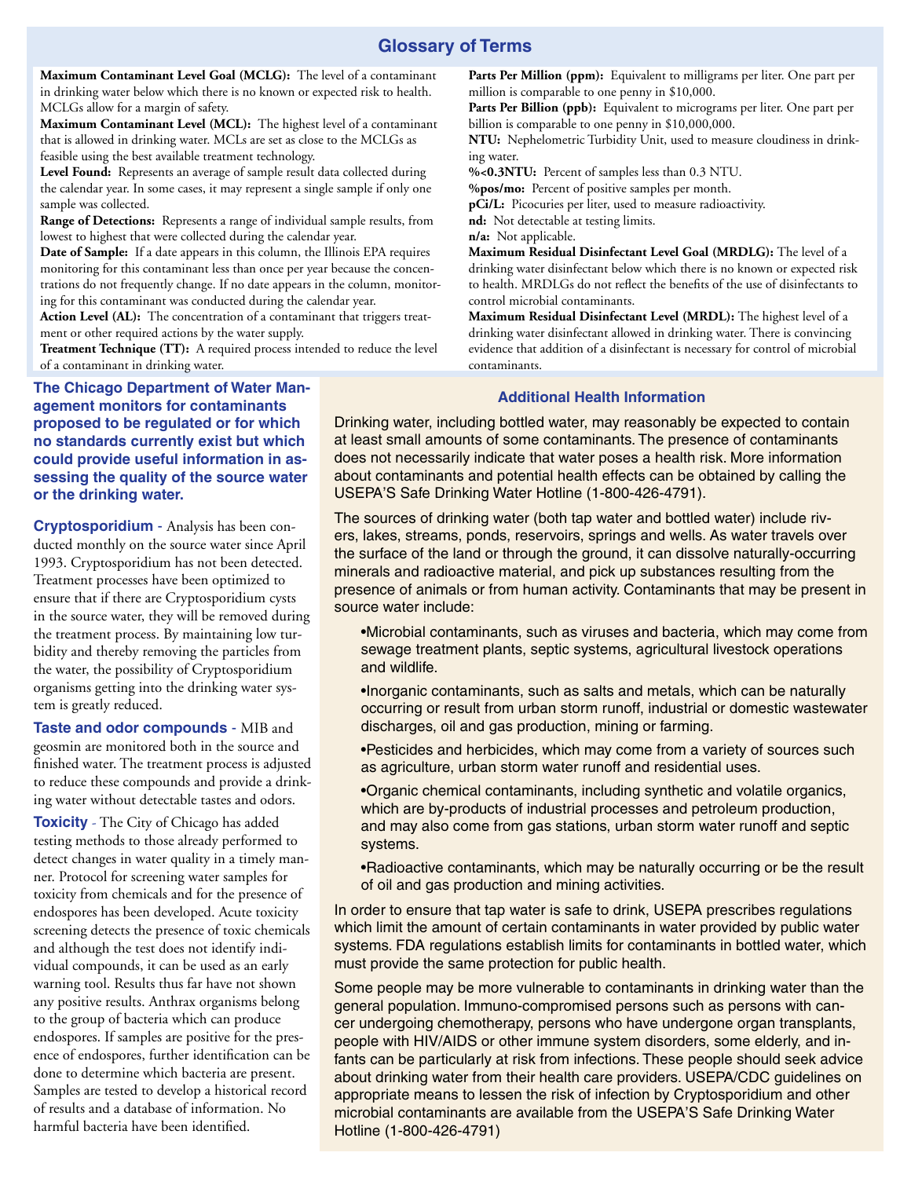## Glossary of Terms

**Maximum Contaminant Level Goal (MCLG):** The level of a contaminant in drinking water below which there is no known or expected risk to health. MCLGs allow for a margin of safety.

**Maximum Contaminant Level (MCL):** The highest level of a contaminant that is allowed in drinking water. MCLs are set as close to the MCLGs as feasible using the best available treatment technology.

**Level Found:** Represents an average of sample result data collected during the calendar year. In some cases, it may represent a single sample if only one sample was collected.

**Range of Detections:** Represents a range of individual sample results, from lowest to highest that were collected during the calendar year.

**Date of Sample:** If a date appears in this column, the Illinois EPA requires monitoring for this contaminant less than once per year because the concentrations do not frequently change. If no date appears in the column, monitoring for this contaminant was conducted during the calendar year.

**Action Level (AL):** The concentration of a contaminant that triggers treatment or other required actions by the water supply.

**Treatment Technique (TT):** A required process intended to reduce the level of a contaminant in drinking water.

**Parts Per Million (ppm):** Equivalent to milligrams per liter. One part per million is comparable to one penny in $10,000.

**Parts Per Billion (ppb):** Equivalent to micrograms per liter. One part per billion is comparable to one penny in $10,000,000.

**NTU:** Nephelometric Turbidity Unit, used to measure cloudiness in drinking water.

**%<0.3NTU:** Percent of samples less than 0.3 NTU.

**%pos/mo:** Percent of positive samples per month.

**pCi/L:** Picocuries per liter, used to measure radioactivity.

**nd:** Not detectable at testing limits.

**n/a:** Not applicable.

**Maximum Residual Disinfectant Level Goal (MRDLG):** The level of a drinking water disinfectant below which there is no known or expected risk to health. MRDLGs do not reflect the benefits of the use of disinfectants to control microbial contaminants.

**Maximum Residual Disinfectant Level (MRDL):** The highest level of a drinking water disinfectant allowed in drinking water. There is convincing evidence that addition of a disinfectant is necessary for control of microbial contaminants.

**The Chicago Department of Water Management monitors for contaminants proposed to be regulated or for which no standards currently exist but which could provide useful information in assessing the quality of the source water or the drinking water.**

**Cryptosporidium** - Analysis has been conducted monthly on the source water since April 1993. Cryptosporidium has not been detected. Treatment processes have been optimized to ensure that if there are Cryptosporidium cysts in the source water, they will be removed during the treatment process. By maintaining low turbidity and thereby removing the particles from the water, the possibility of Cryptosporidium organisms getting into the drinking water system is greatly reduced.

**Taste and odor compounds** - MIB and geosmin are monitored both in the source and finished water. The treatment process is adjusted to reduce these compounds and provide a drinking water without detectable tastes and odors.

**Toxicity** - The City of Chicago has added testing methods to those already performed to detect changes in water quality in a timely manner. Protocol for screening water samples for toxicity from chemicals and for the presence of endospores has been developed. Acute toxicity screening detects the presence of toxic chemicals and although the test does not identify individual compounds, it can be used as an early warning tool. Results thus far have not shown any positive results. Anthrax organisms belong to the group of bacteria which can produce endospores. If samples are positive for the presence of endospores, further identification can be done to determine which bacteria are present. Samples are tested to develop a historical record of results and a database of information. No harmful bacteria have been identified.

### Additional Health Information

Drinking water, including bottled water, may reasonably be expected to contain at least small amounts of some contaminants. The presence of contaminants does not necessarily indicate that water poses a health risk. More information about contaminants and potential health effects can be obtained by calling the USEPA'S Safe Drinking Water Hotline (1-800-426-4791).

The sources of drinking water (both tap water and bottled water) include rivers, lakes, streams, ponds, reservoirs, springs and wells. As water travels over the surface of the land or through the ground, it can dissolve naturally-occurring minerals and radioactive material, and pick up substances resulting from the presence of animals or from human activity. Contaminants that may be present in source water include:

- Microbial contaminants, such as viruses and bacteria, which may come from sewage treatment plants, septic systems, agricultural livestock operations and wildlife.
- Inorganic contaminants, such as salts and metals, which can be naturally occurring or result from urban storm runoff, industrial or domestic wastewater discharges, oil and gas production, mining or farming.
- Pesticides and herbicides, which may come from a variety of sources such as agriculture, urban storm water runoff and residential uses.
- Organic chemical contaminants, including synthetic and volatile organics, which are by-products of industrial processes and petroleum production, and may also come from gas stations, urban storm water runoff and septic systems.
- Radioactive contaminants, which may be naturally occurring or be the result of oil and gas production and mining activities.

In order to ensure that tap water is safe to drink, USEPA prescribes regulations which limit the amount of certain contaminants in water provided by public water systems. FDA regulations establish limits for contaminants in bottled water, which must provide the same protection for public health.

Some people may be more vulnerable to contaminants in drinking water than the general population. Immuno-compromised persons such as persons with cancer undergoing chemotherapy, persons who have undergone organ transplants, people with HIV/AIDS or other immune system disorders, some elderly, and infants can be particularly at risk from infections. These people should seek advice about drinking water from their health care providers. USEPA/CDC guidelines on appropriate means to lessen the risk of infection by Cryptosporidium and other microbial contaminants are available from the USEPA'S Safe Drinking Water Hotline (1-800-426-4791)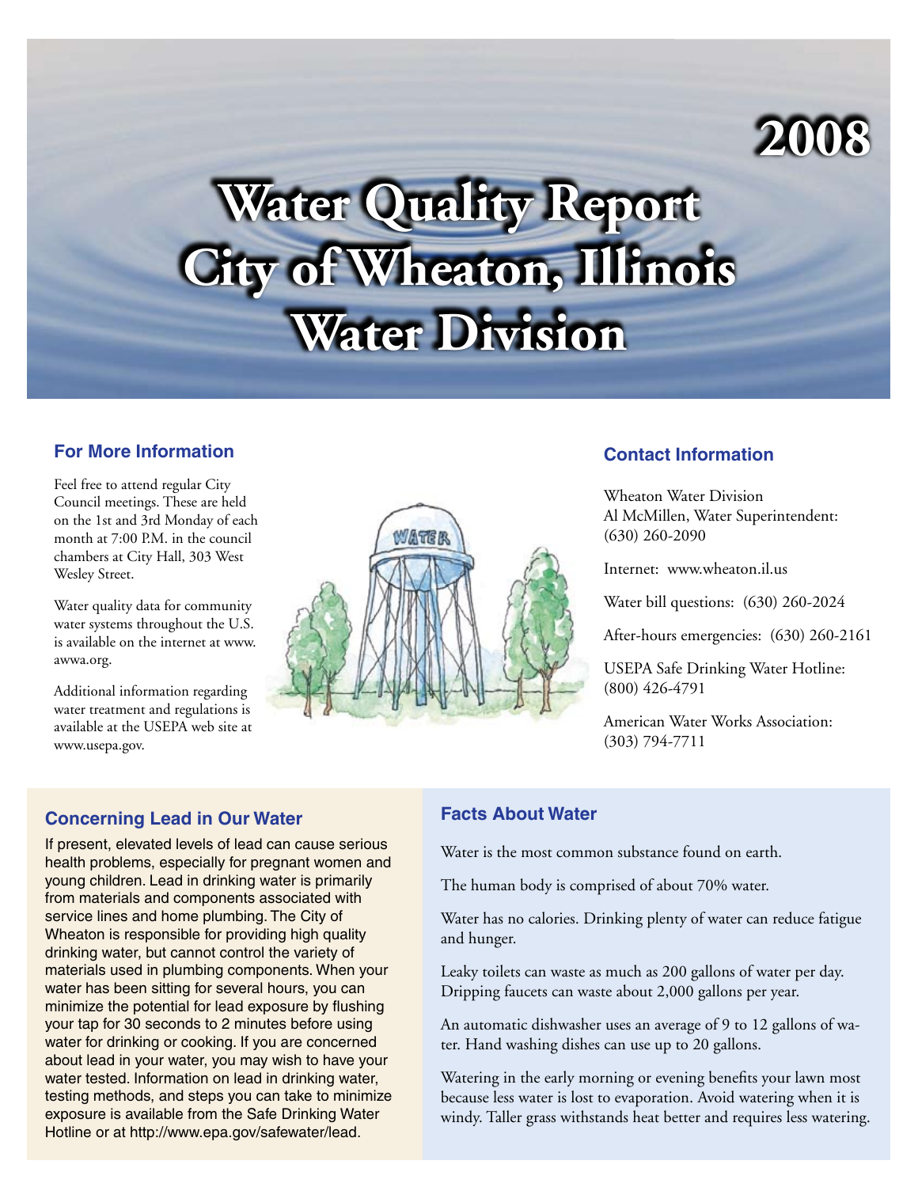# 2008

# Water Quality Report City of Wheaton, Illinois Water Division

## For More Information

Feel free to attend regular City Council meetings. These are held on the 1st and 3rd Monday of each month at 7:00 P.M. in the council chambers at City Hall, 303 West Wesley Street.

Water quality data for community water systems throughout the U.S. is available on the internet at www.awwa.org.

Additional information regarding water treatment and regulations is available at the USEPA web site at www.usepa.gov.

## Contact Information

Wheaton Water Division
Al McMillen, Water Superintendent: (630) 260-2090

Internet: www.wheaton.il.us

Water bill questions: (630) 260-2024

After-hours emergencies: (630) 260-2161

USEPA Safe Drinking Water Hotline: (800) 426-4791

American Water Works Association: (303) 794-7711

## Concerning Lead in Our Water

If present, elevated levels of lead can cause serious health problems, especially for pregnant women and young children. Lead in drinking water is primarily from materials and components associated with service lines and home plumbing. The City of Wheaton is responsible for providing high quality drinking water, but cannot control the variety of materials used in plumbing components. When your water has been sitting for several hours, you can minimize the potential for lead exposure by flushing your tap for 30 seconds to 2 minutes before using water for drinking or cooking. If you are concerned about lead in your water, you may wish to have your water tested. Information on lead in drinking water, testing methods, and steps you can take to minimize exposure is available from the Safe Drinking Water Hotline or at http://www.epa.gov/safewater/lead.

## Facts About Water

Water is the most common substance found on earth.

The human body is comprised of about 70% water.

Water has no calories. Drinking plenty of water can reduce fatigue and hunger.

Leaky toilets can waste as much as 200 gallons of water per day. Dripping faucets can waste about 2,000 gallons per year.

An automatic dishwasher uses an average of 9 to 12 gallons of water. Hand washing dishes can use up to 20 gallons.

Watering in the early morning or evening benefits your lawn most because less water is lost to evaporation. Avoid watering when it is windy. Taller grass withstands heat better and requires less watering.